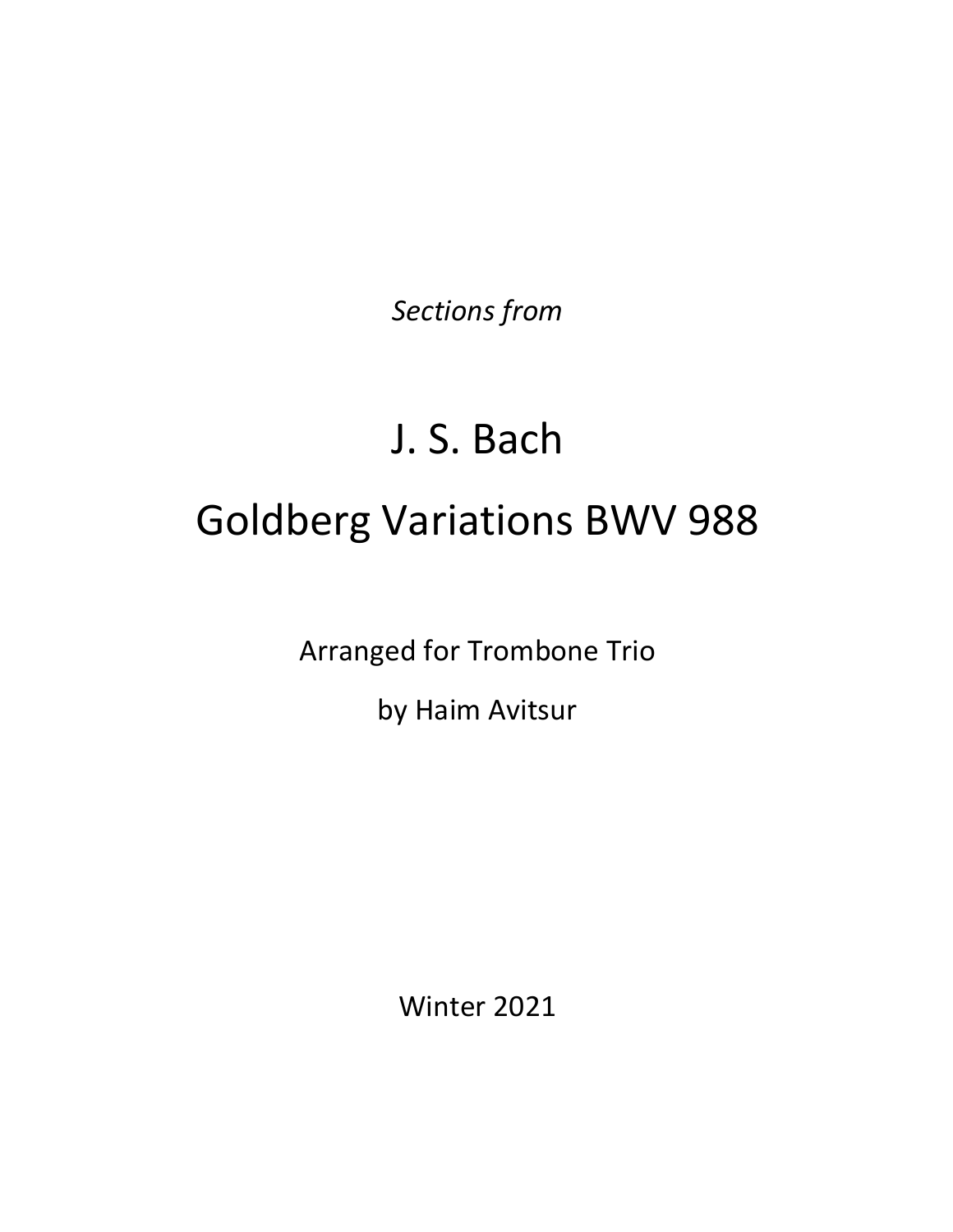*Sections from*

# J. S. Bach

# Goldberg Variations BWV 988

Arranged for Trombone Trio

by Haim Avitsur

Winter 2021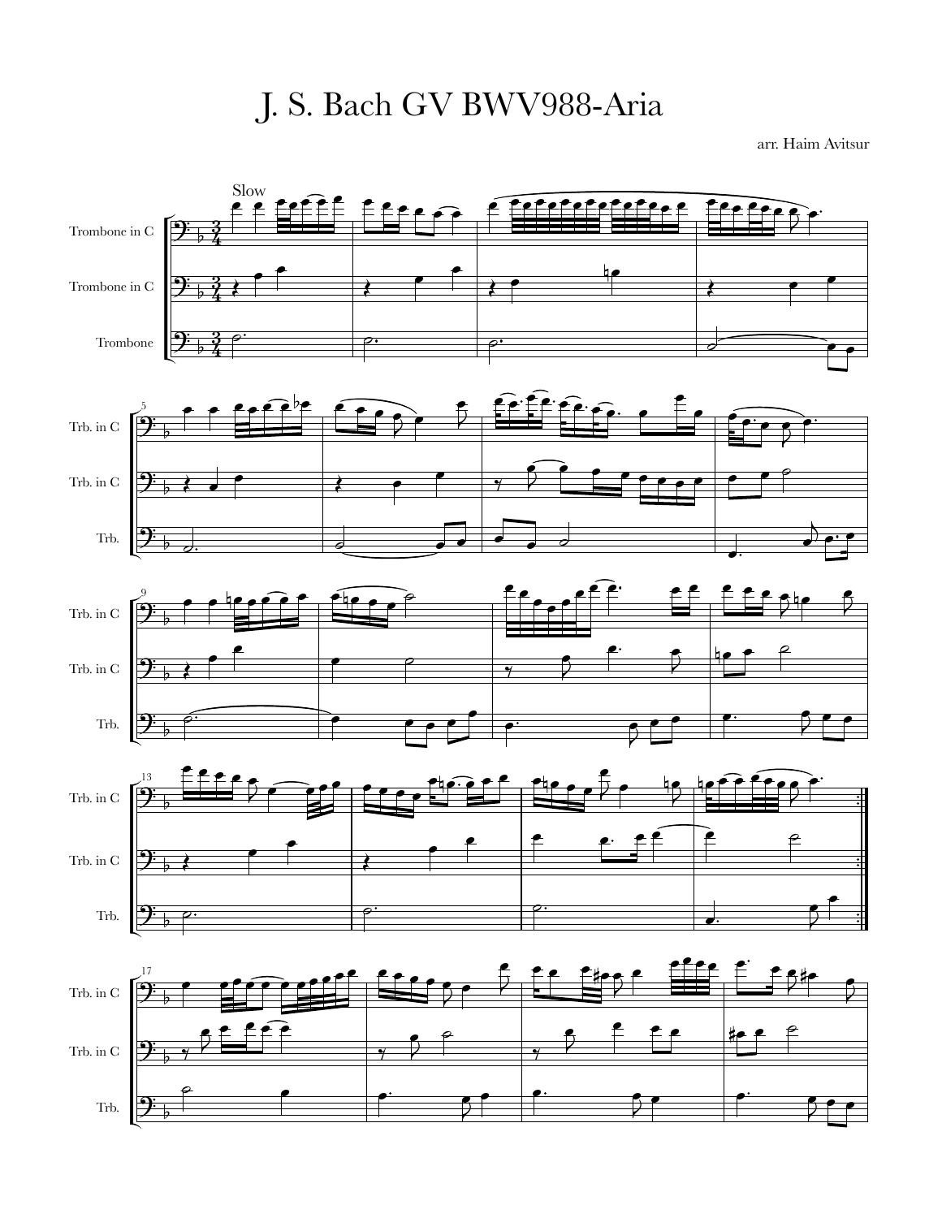# J. S. Bach GV BWV988-Aria

arr. Haim Avitsur

Slow

Trombone in C

Trombone in C

Trombone

Trb. in C

Trb. in C

Trb.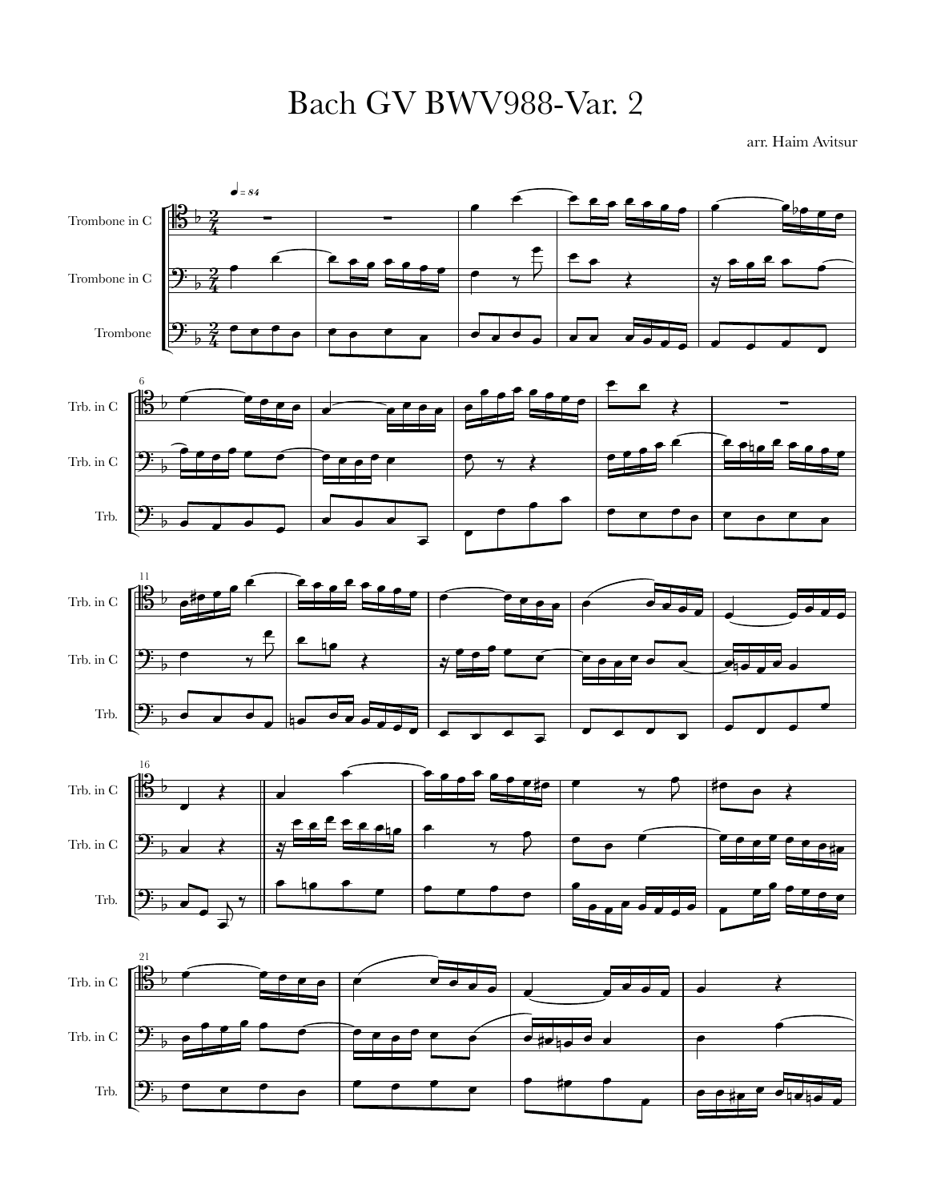# Bach GV BWV988-Var. 2

arr. Haim Avitsur

♩ = 84

Trombone in C

Trombone in C

Trombone

Trb. in C

Trb. in C

Trb.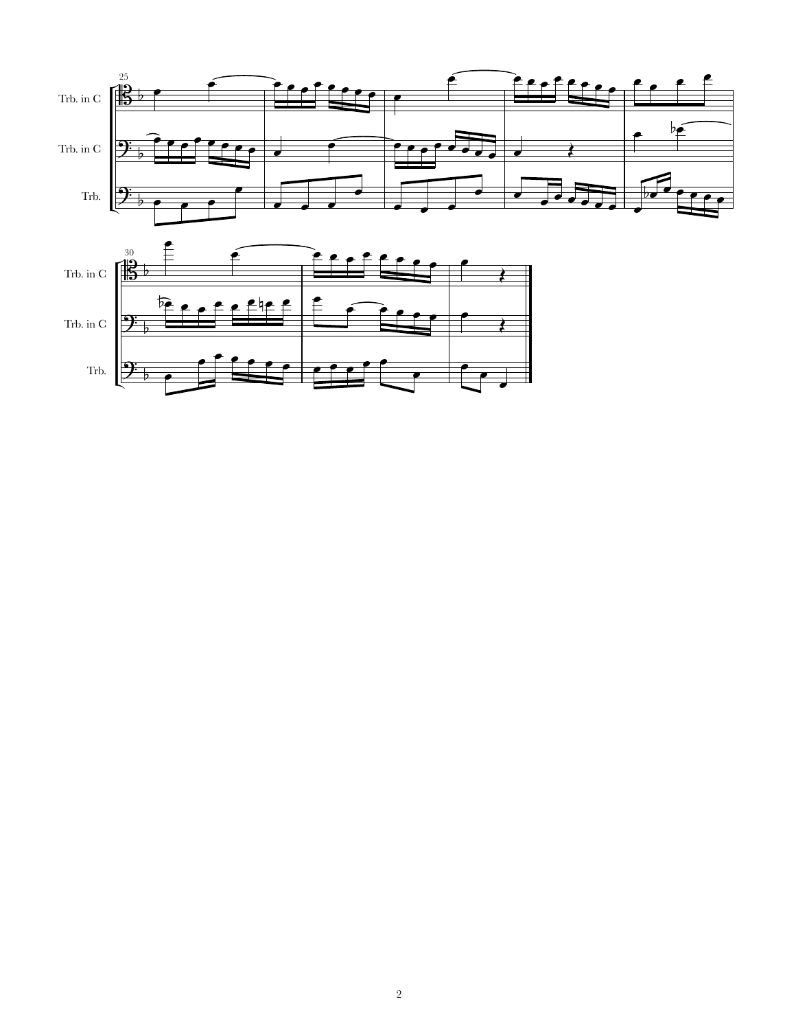Trb. in C

Trb. in C

Trb.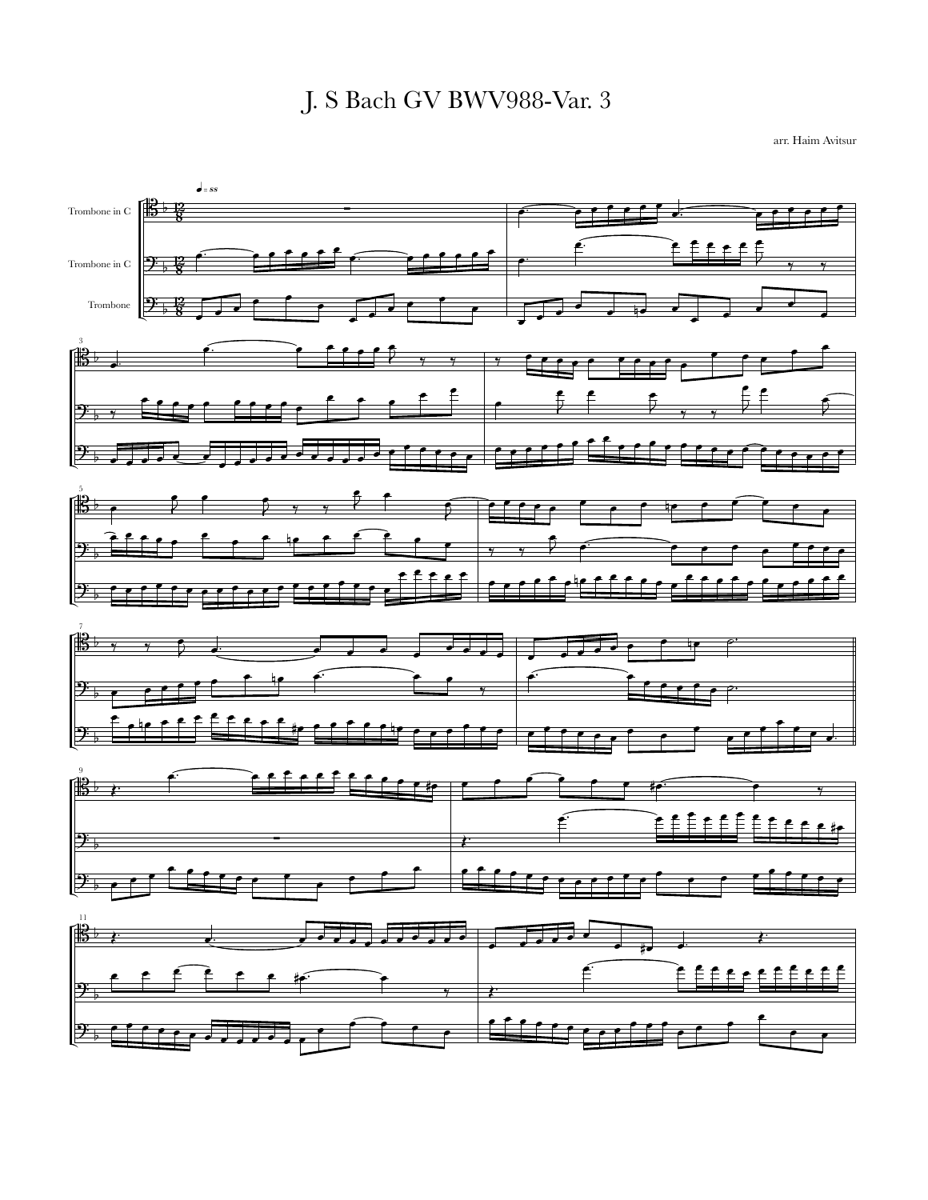# J. S Bach GV BWV988-Var. 3

arr. Haim Avitsur

Trombone in C

Trombone in C

Trombone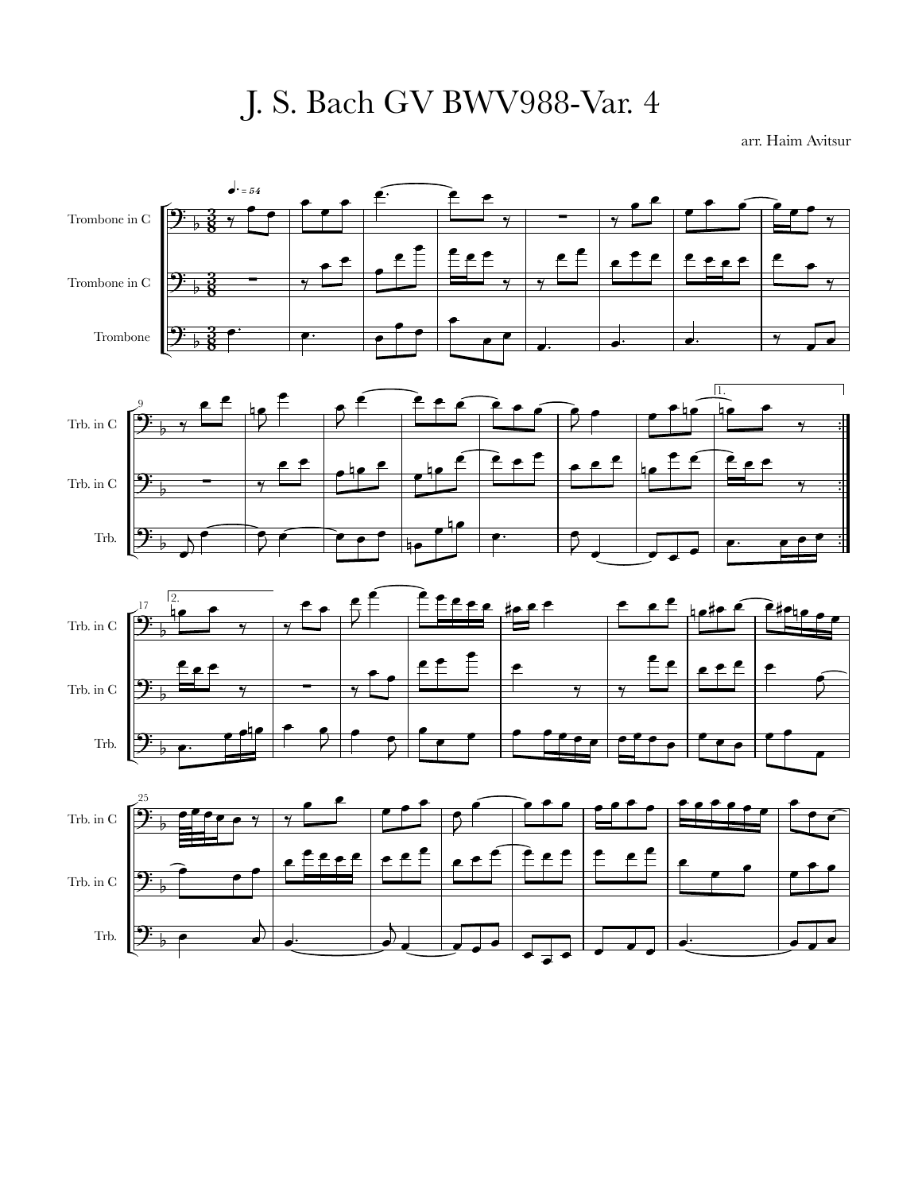# J. S. Bach GV BWV988-Var. 4

arr. Haim Avitsur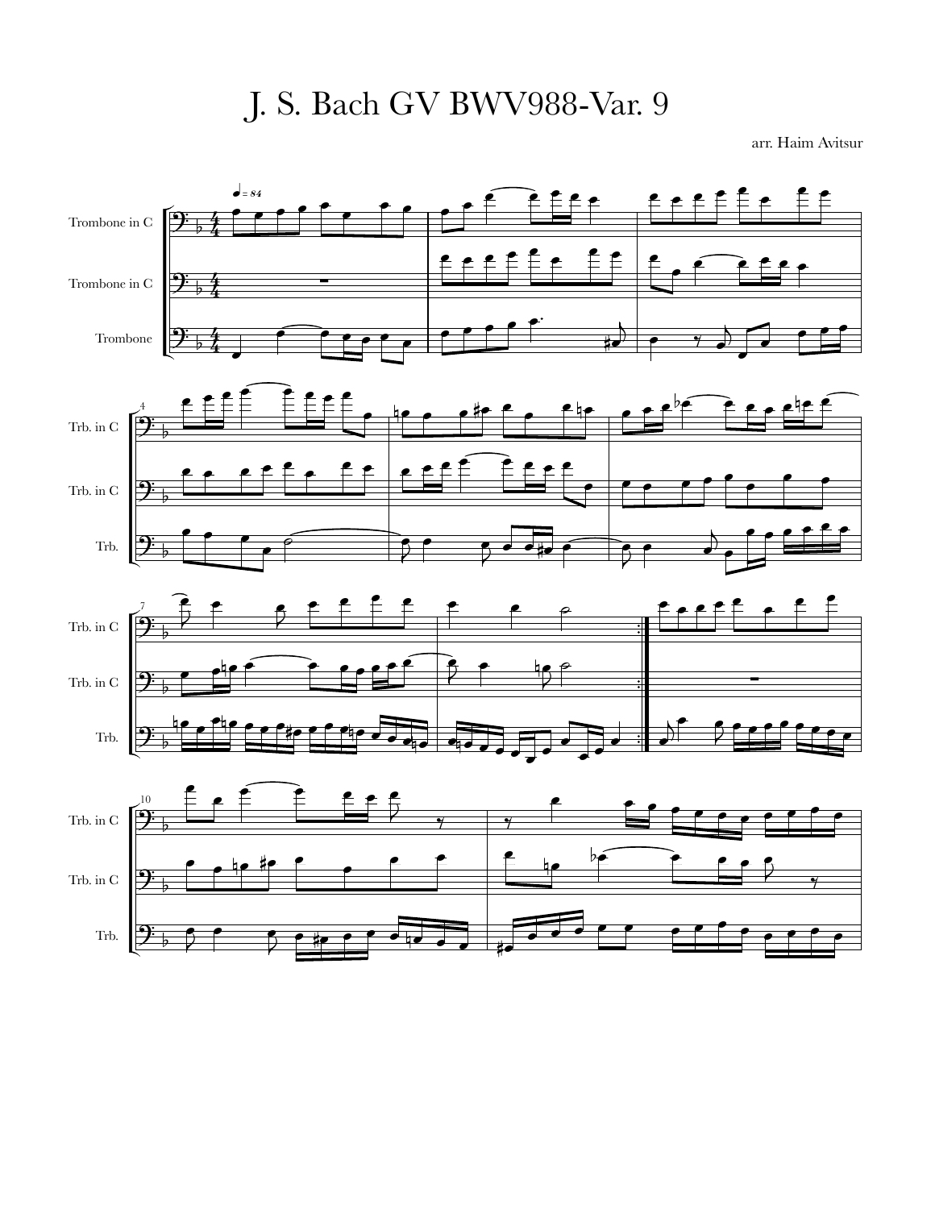# J. S. Bach GV BWV988-Var. 9

arr. Haim Avitsur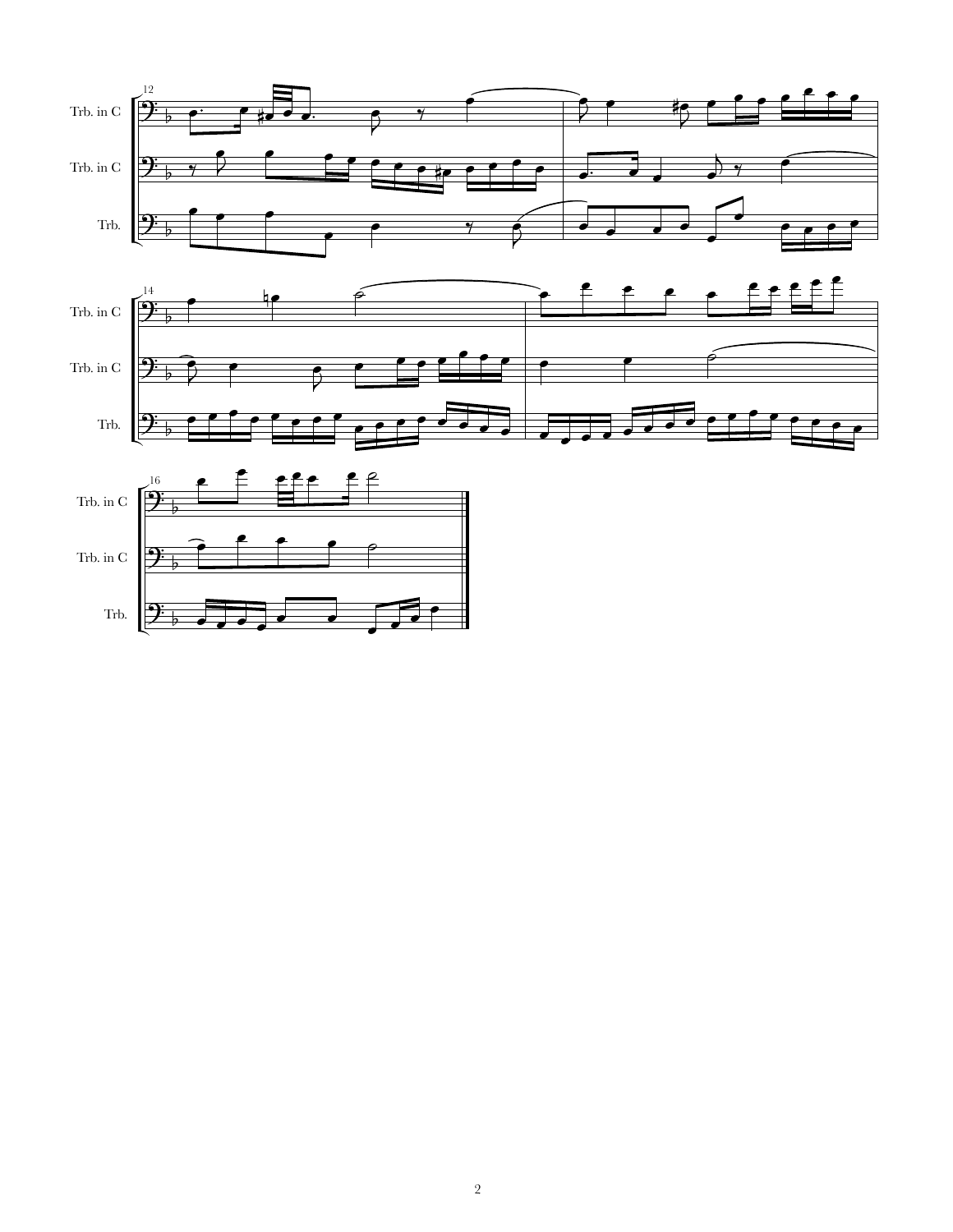Trb. in C

Trb. in C

Trb.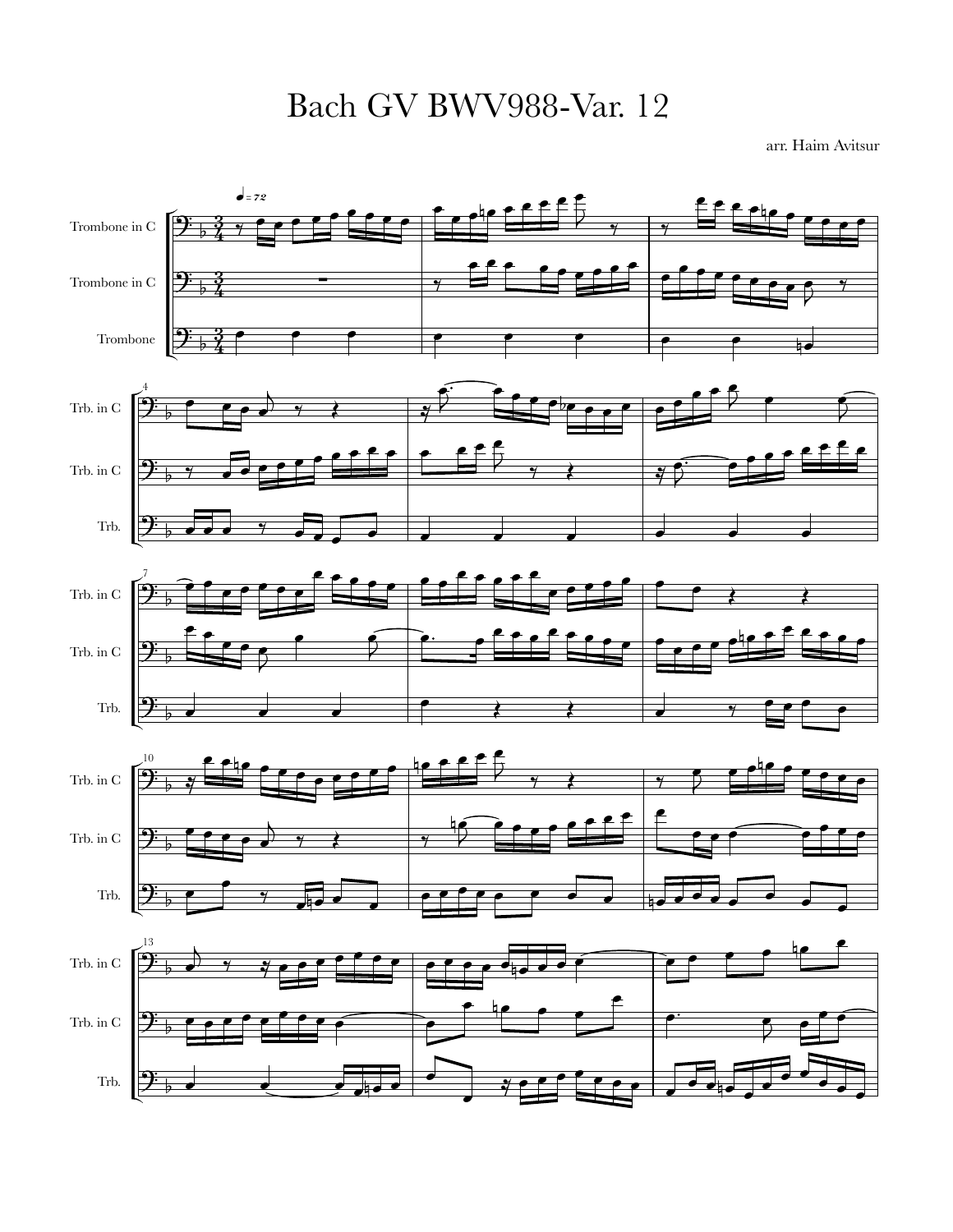# Bach GV BWV988-Var. 12

arr. Haim Avitsur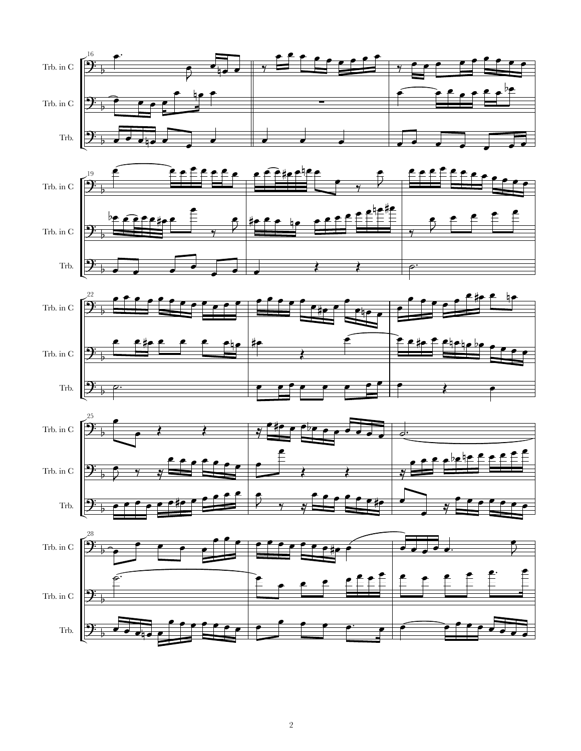Trb. in C

Trb. in C

Trb.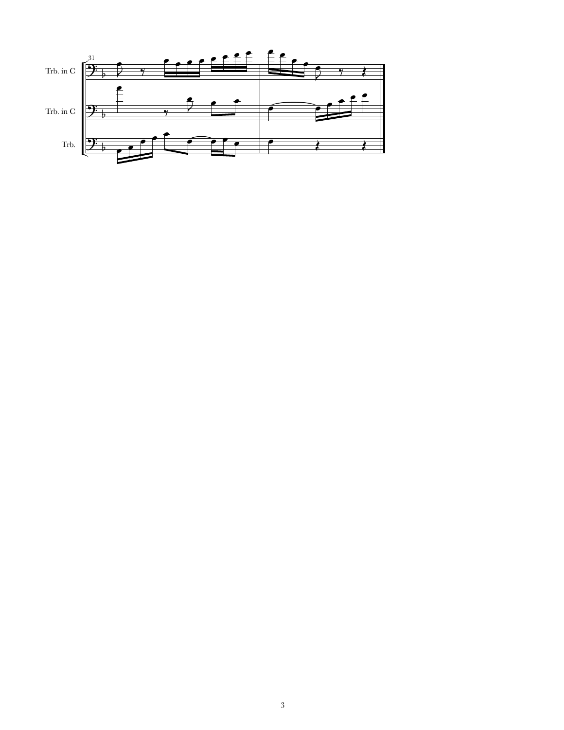31

Trb. in C

Trb. in C

Trb.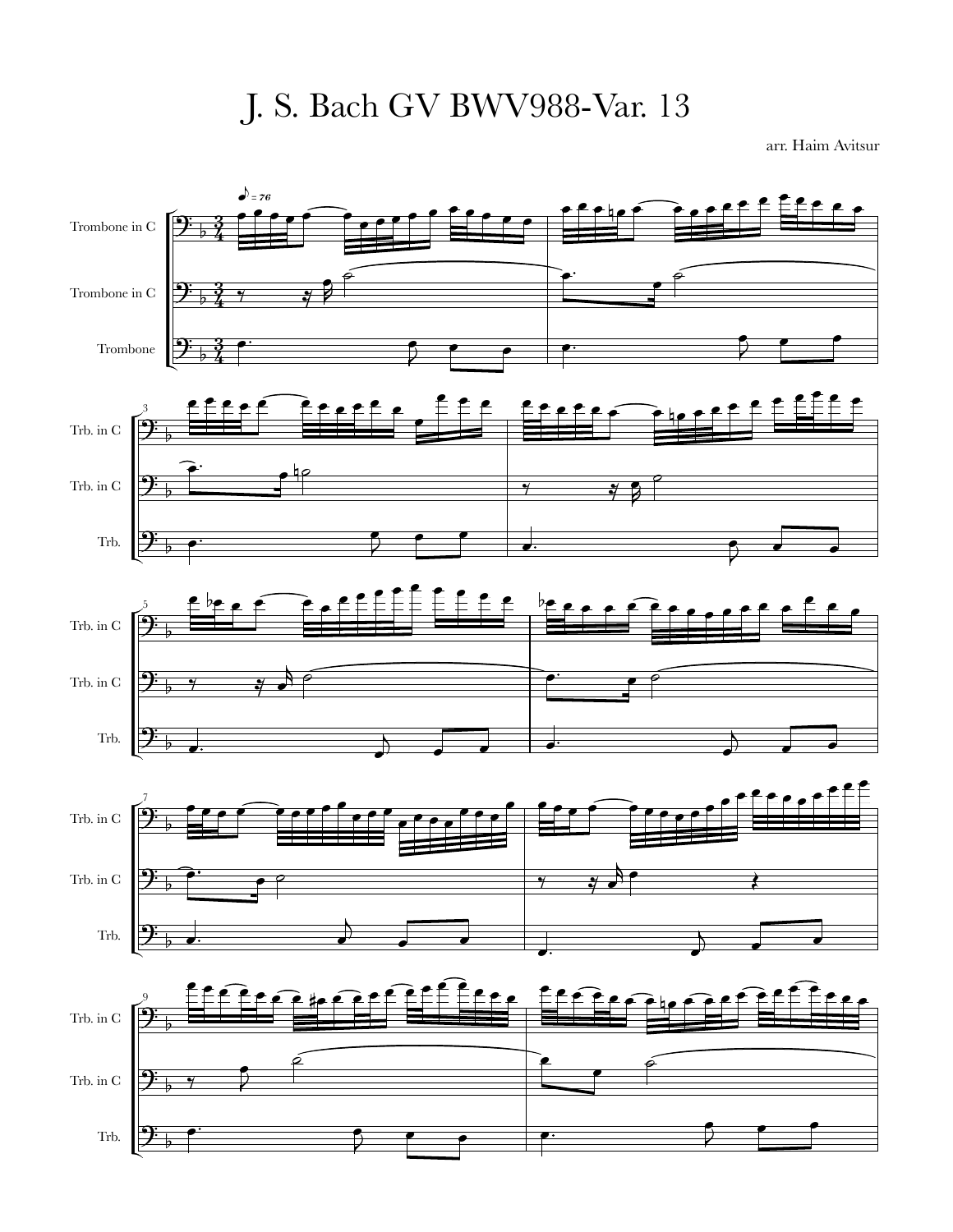# J. S. Bach GV BWV988-Var. 13

arr. Haim Avitsur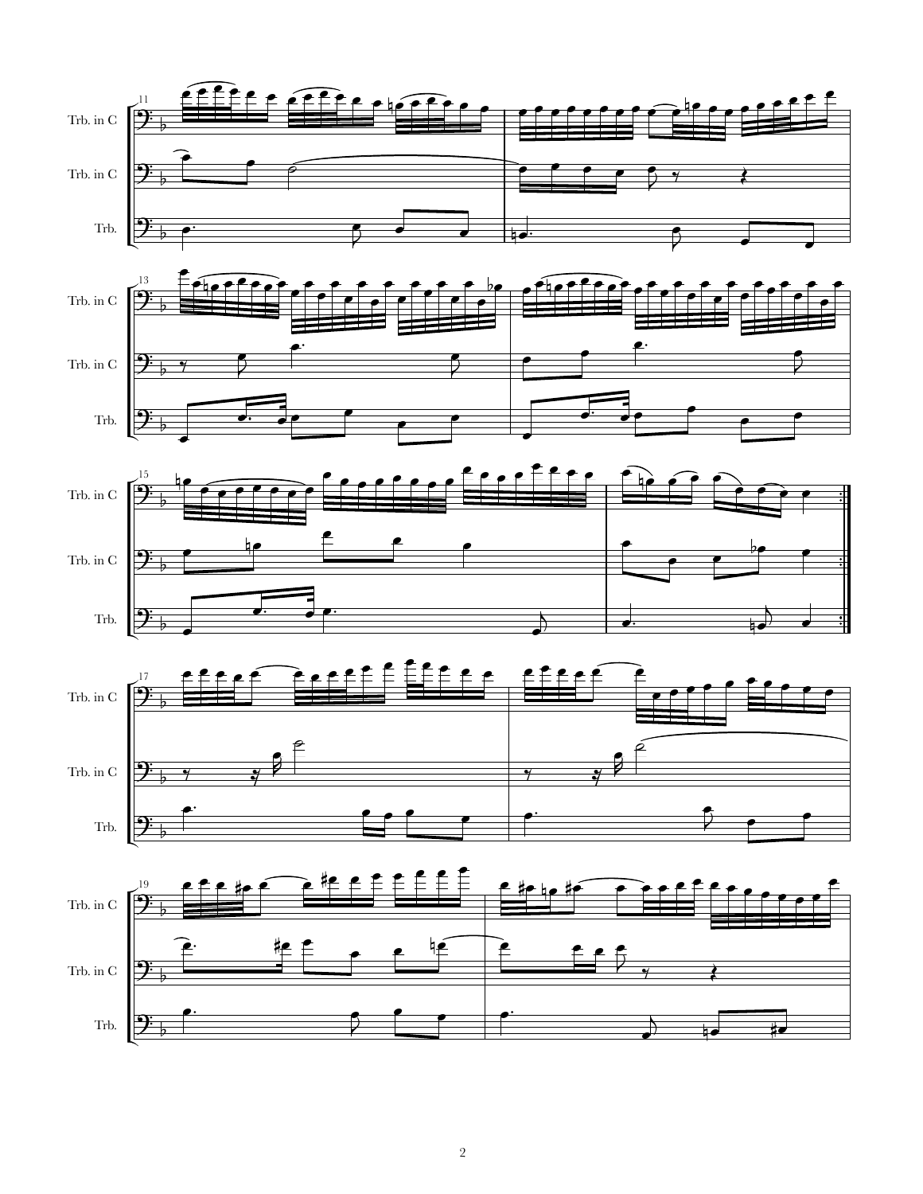Trb. in C

Trb. in C

Trb.

Trb. in C

Trb. in C

Trb.

Trb. in C

Trb. in C

Trb.

Trb. in C

Trb. in C

Trb.

Trb. in C

Trb. in C

Trb.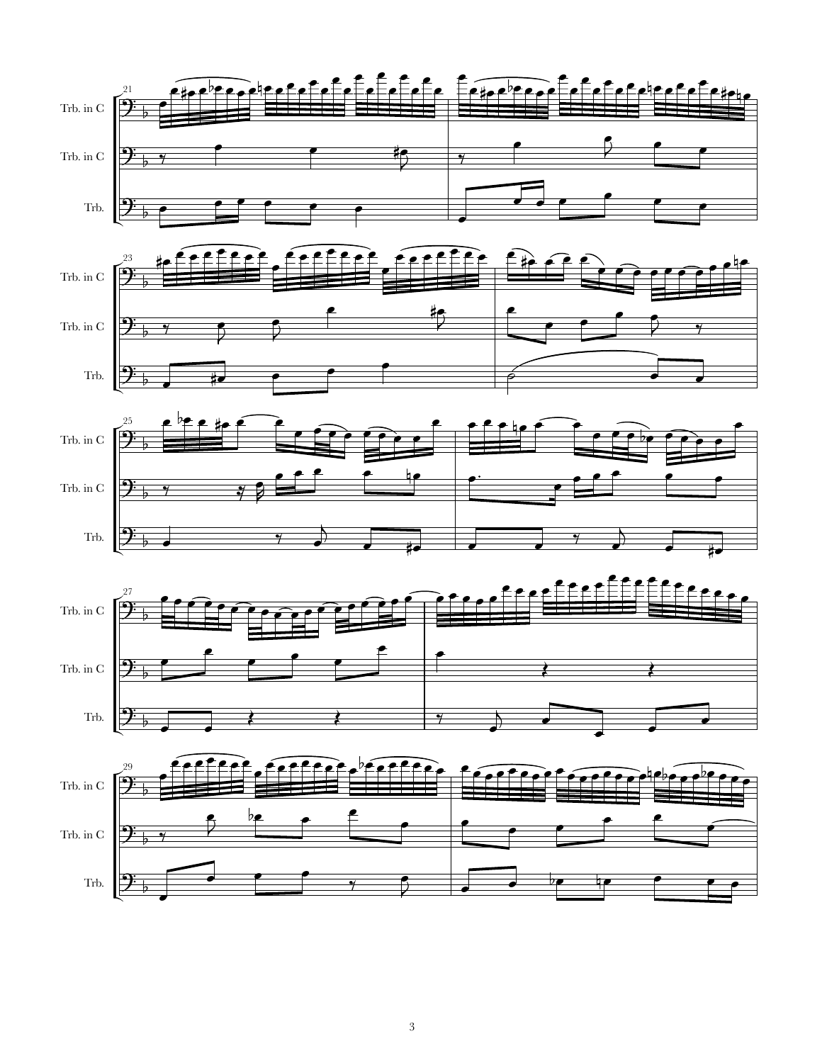Trb. in C

Trb. in C

Trb.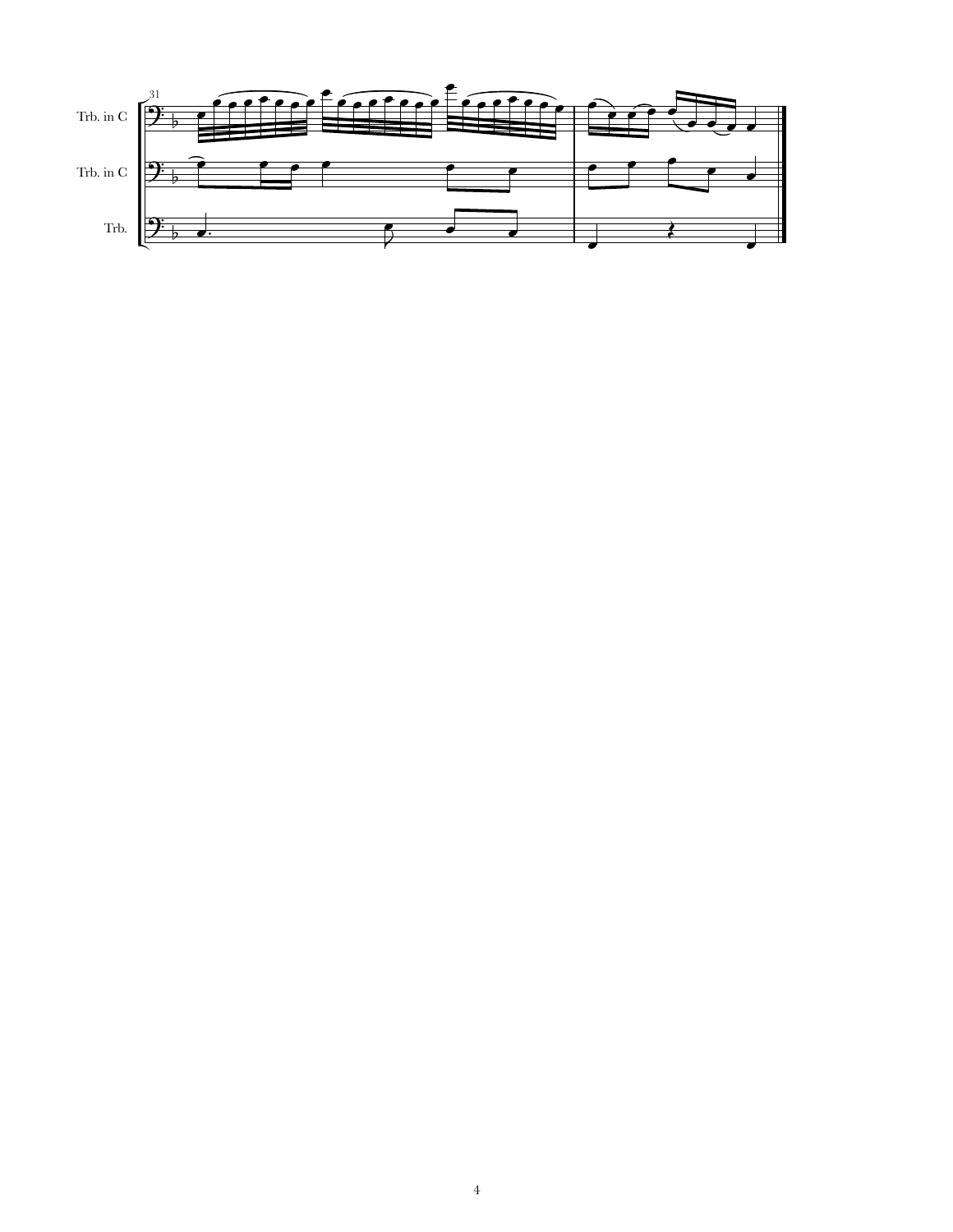31

Trb. in C

Trb. in C

Trb.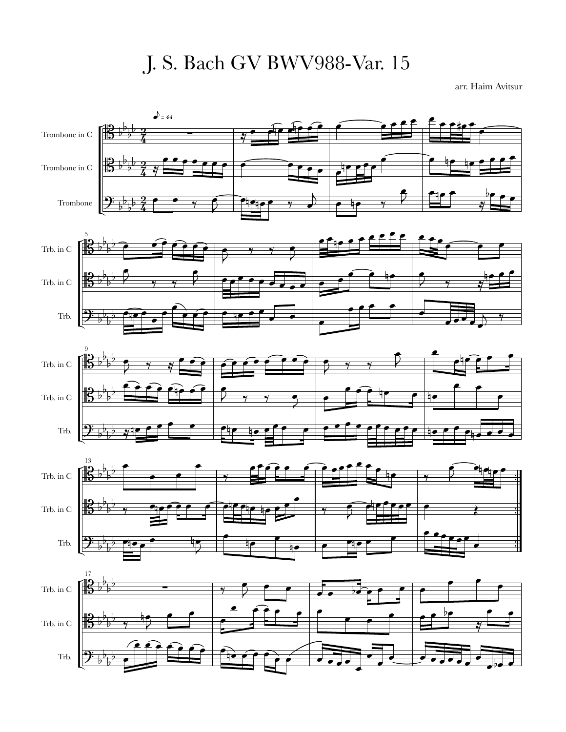# J. S. Bach GV BWV988-Var. 15

arr. Haim Avitsur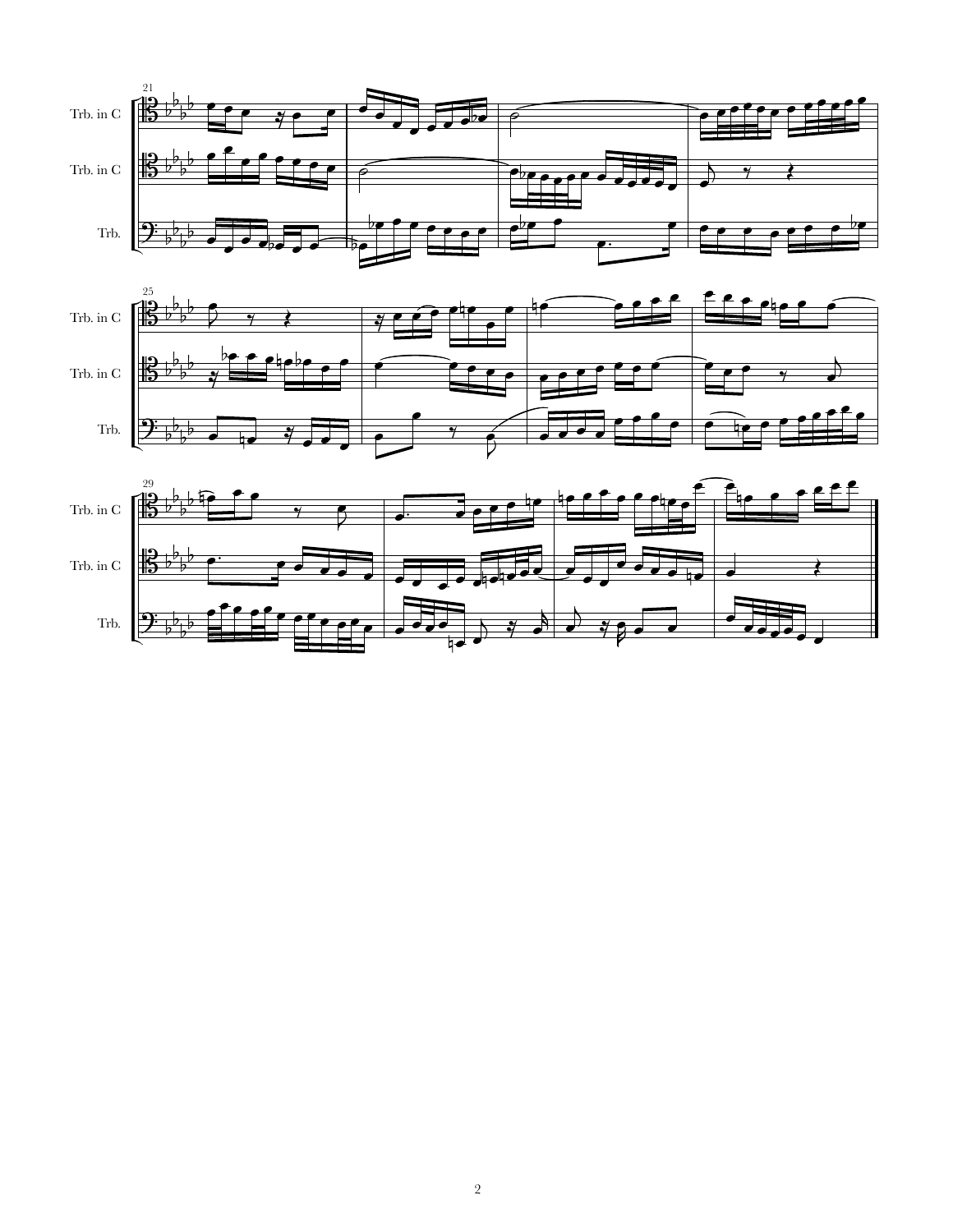Trb. in C

Trb. in C

Trb.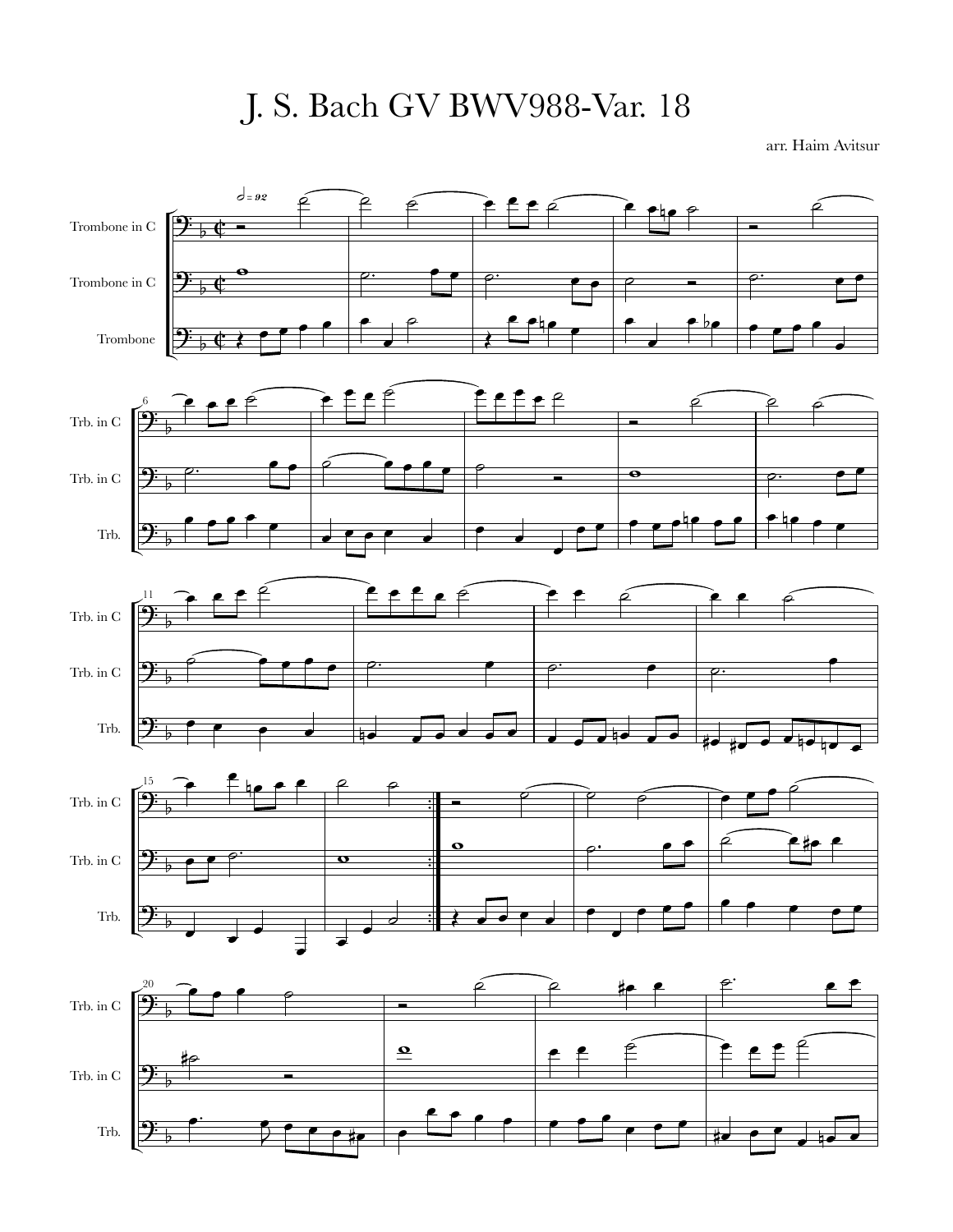# J. S. Bach GV BWV988-Var. 18

arr. Haim Avitsur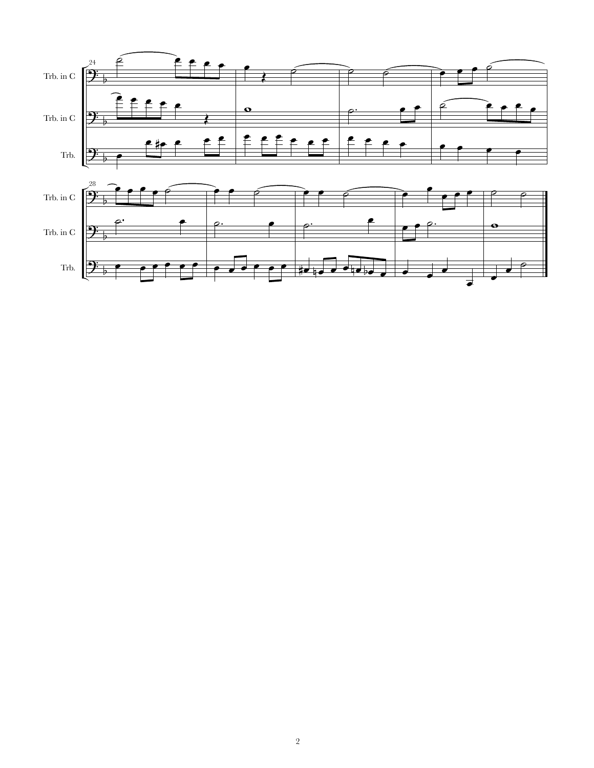Trb. in C

Trb. in C

Trb.

Trb. in C

Trb. in C

Trb.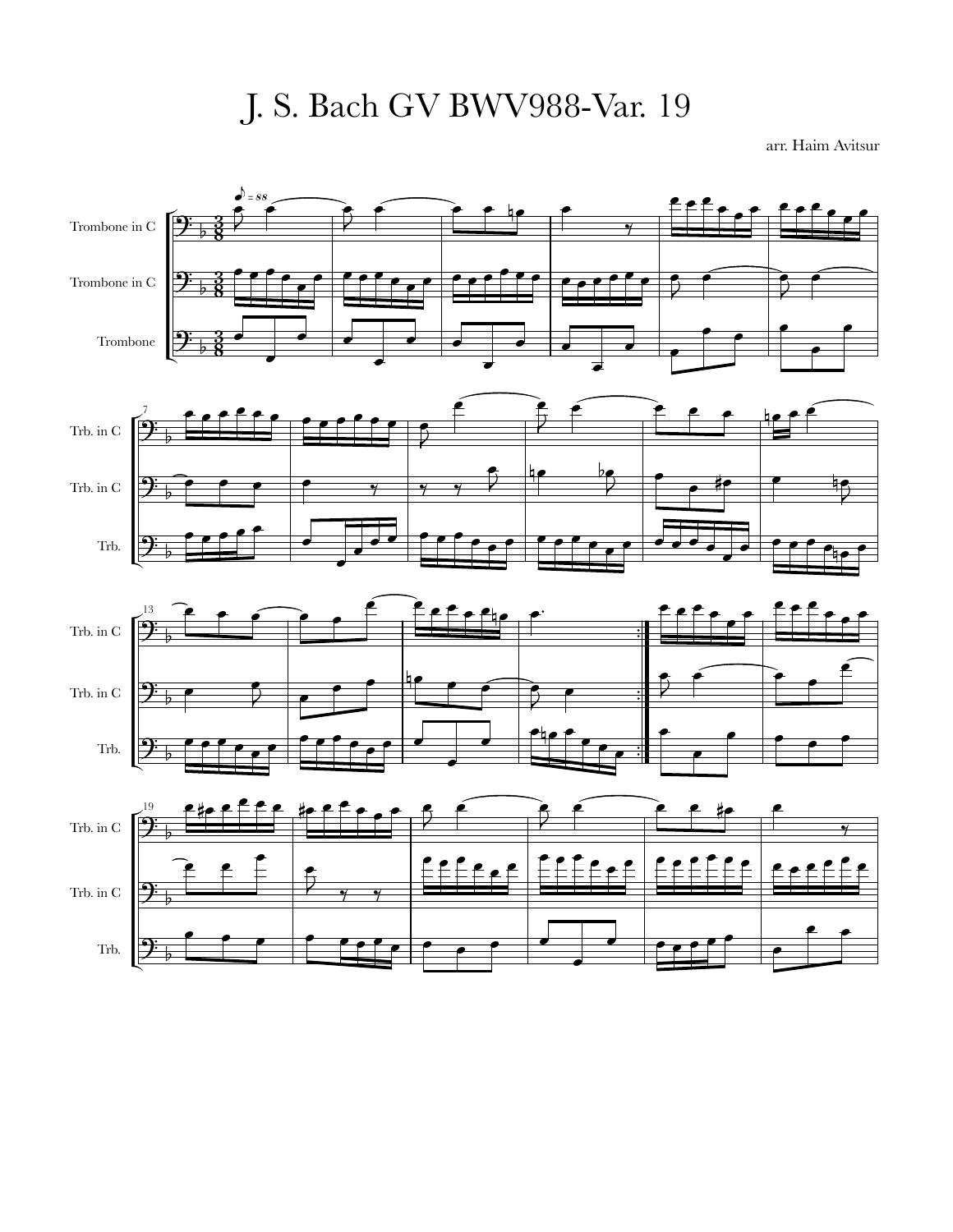# J. S. Bach GV BWV988-Var. 19

arr. Haim Avitsur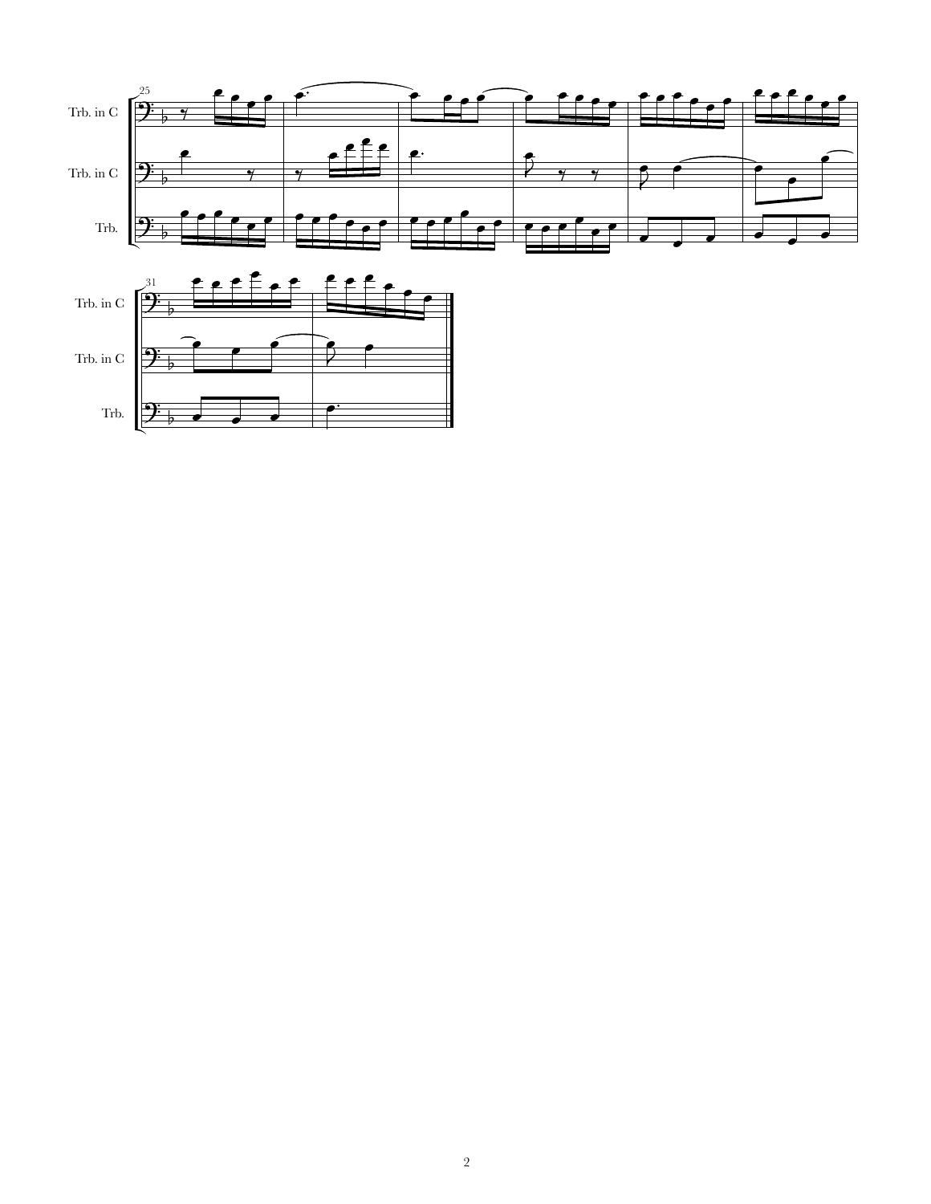Trb. in C

Trb. in C

Trb.

Trb. in C

Trb. in C

Trb.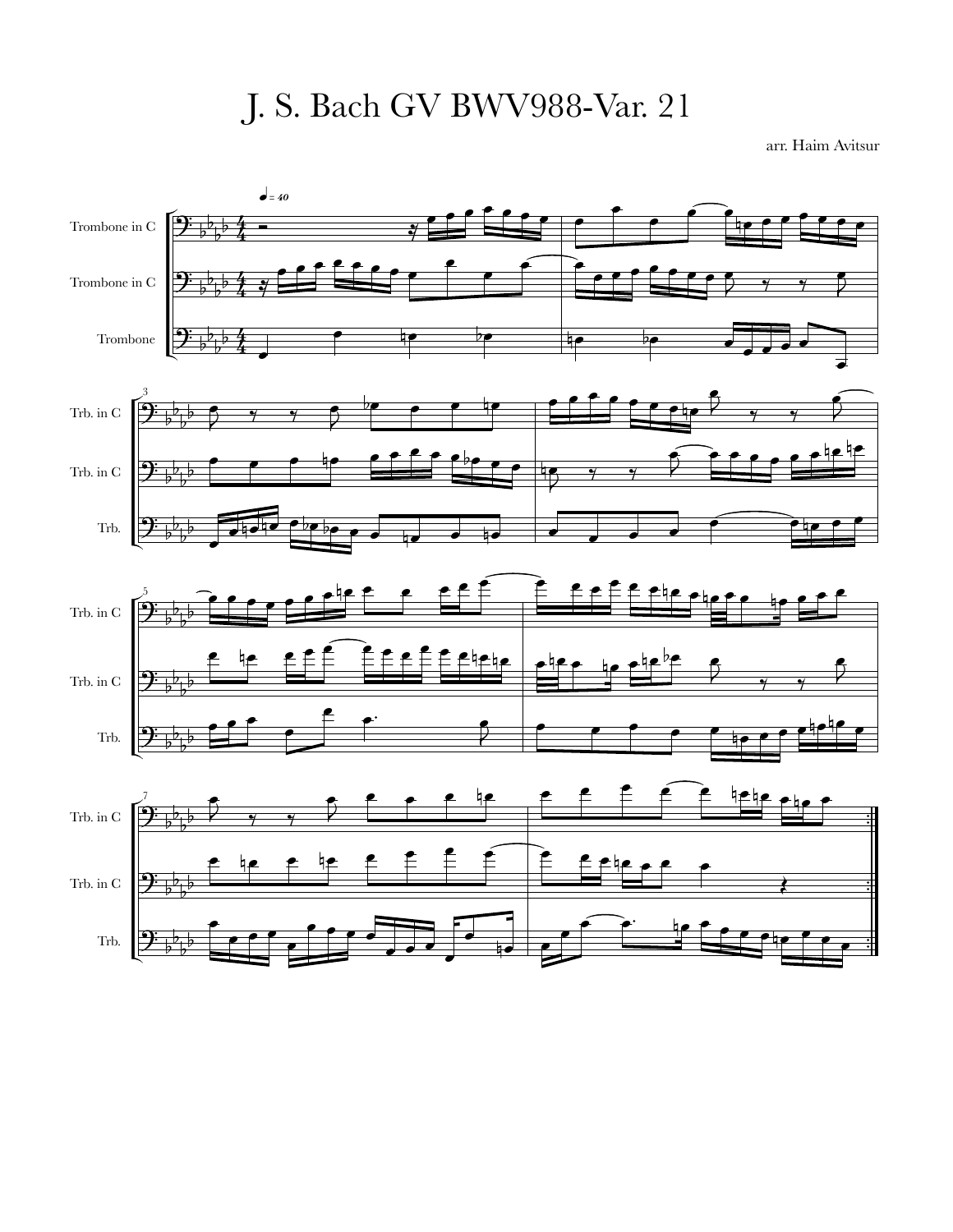# J. S. Bach GV BWV988-Var. 21

arr. Haim Avitsur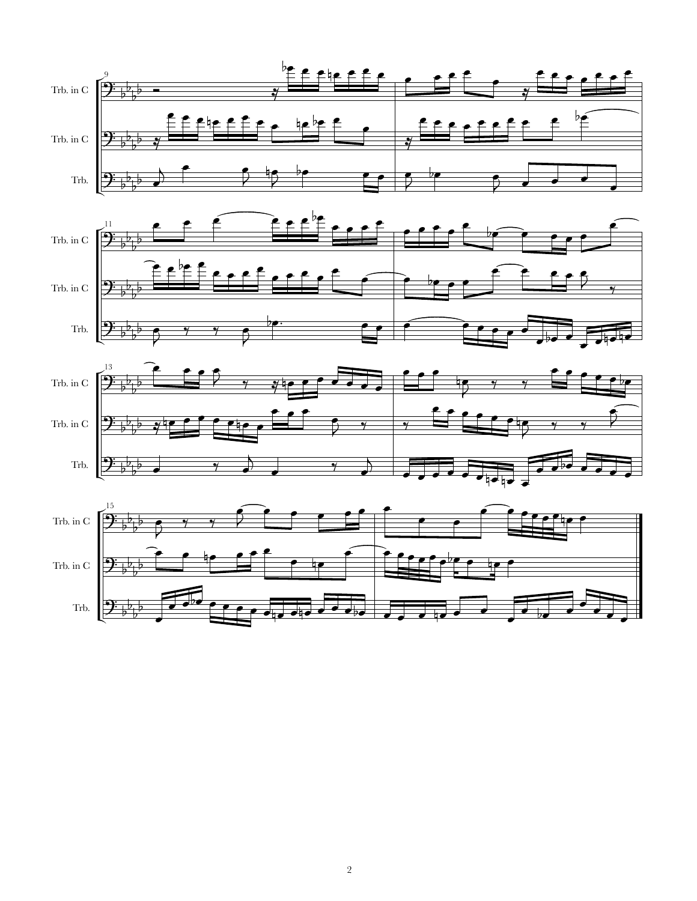Trb. in C

Trb. in C

Trb.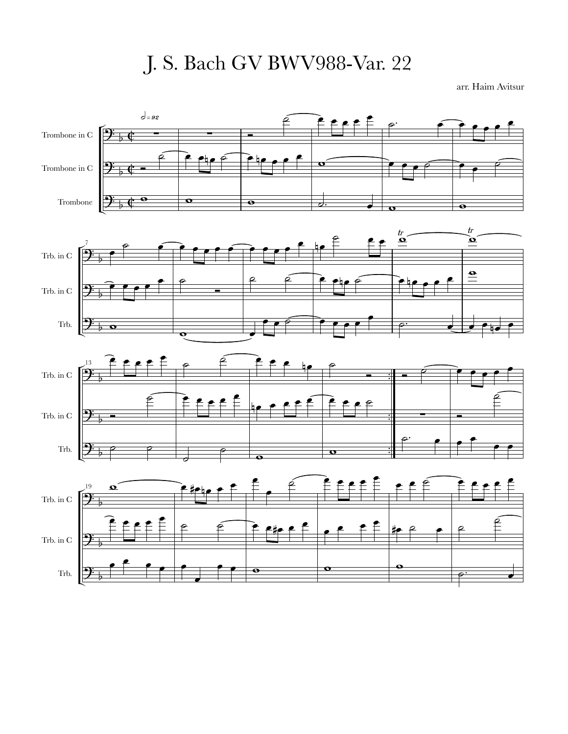# J. S. Bach GV BWV988-Var. 22

arr. Haim Avitsur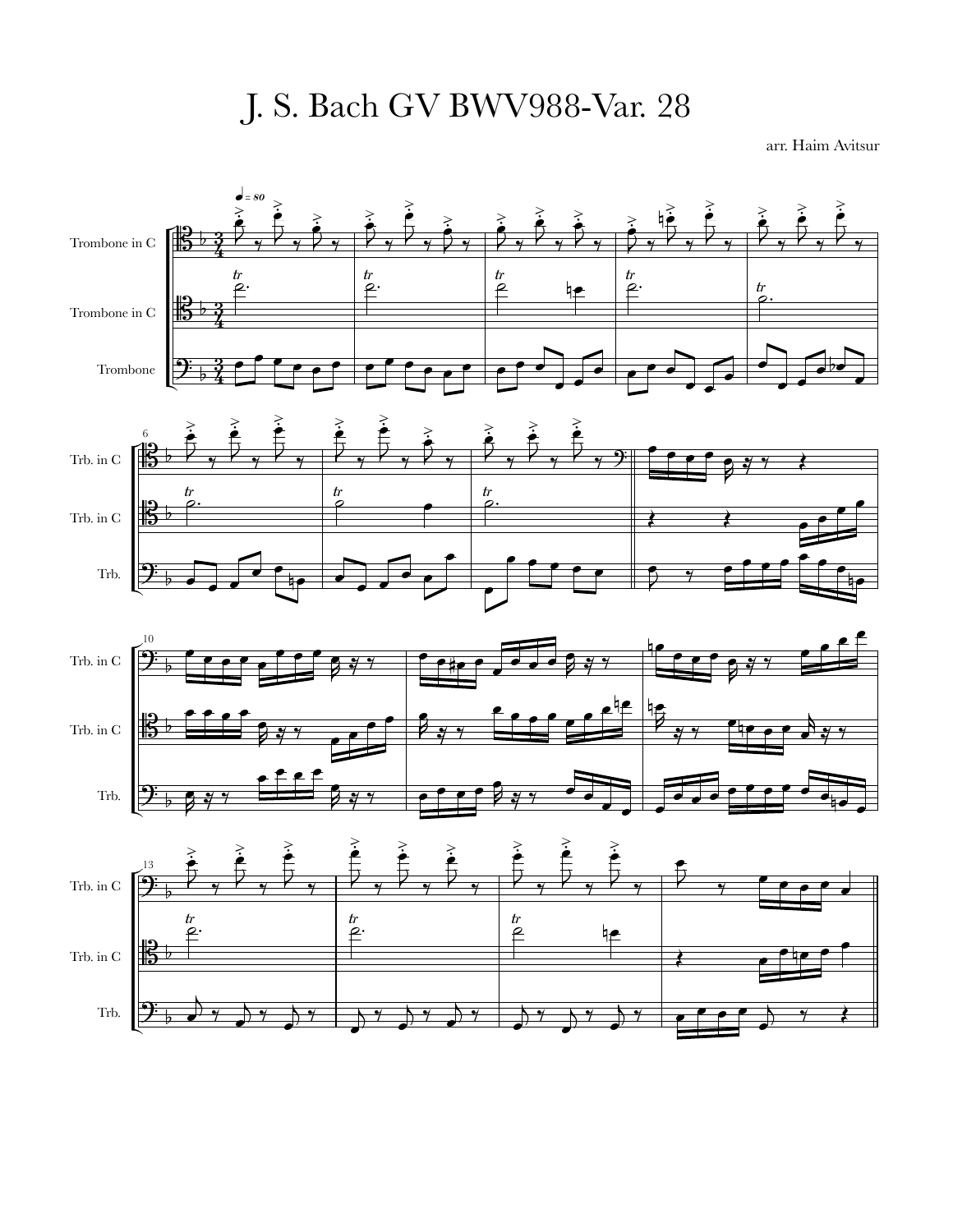# J. S. Bach GV BWV988-Var. 28

arr. Haim Avitsur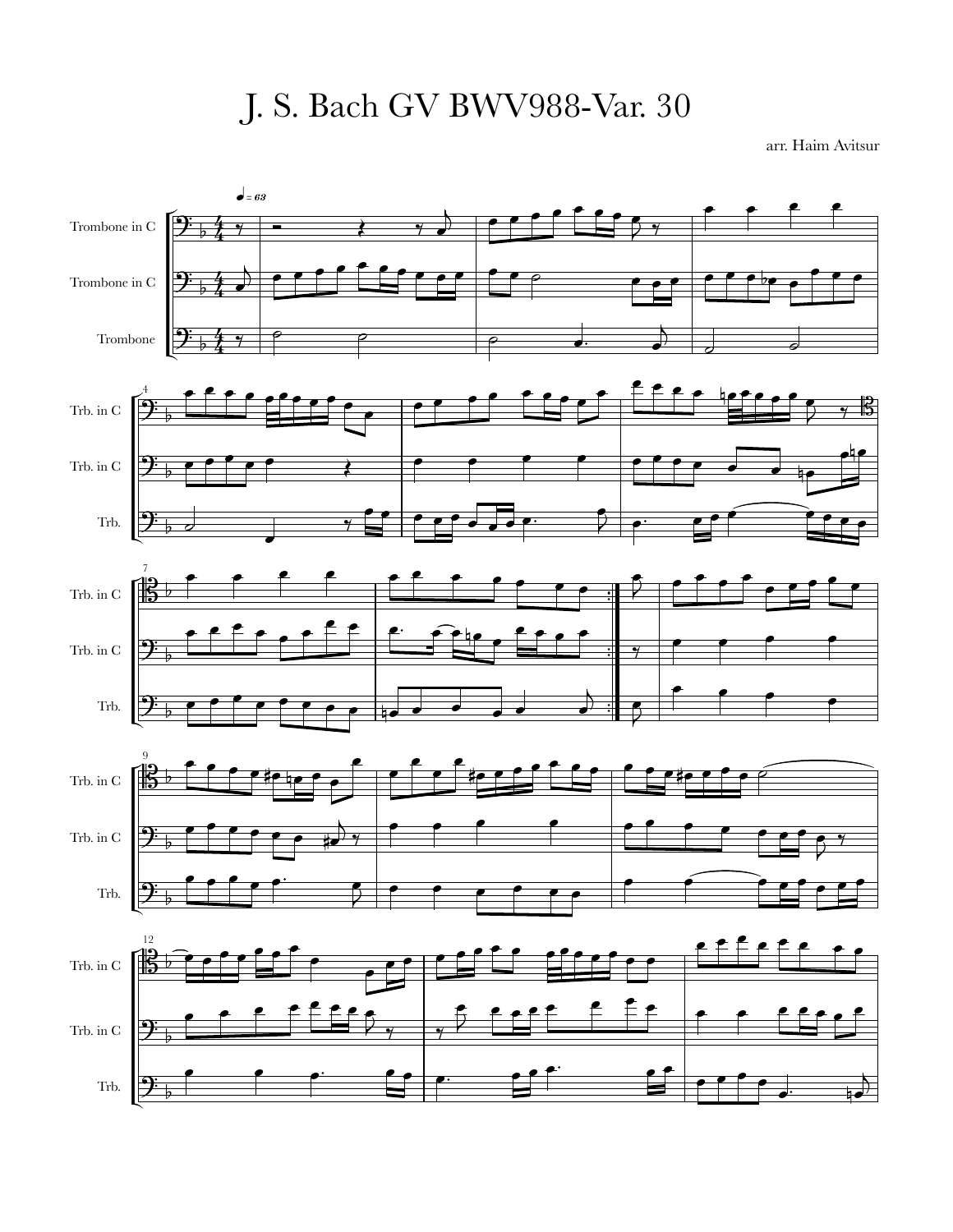# J. S. Bach GV BWV988-Var. 30

arr. Haim Avitsur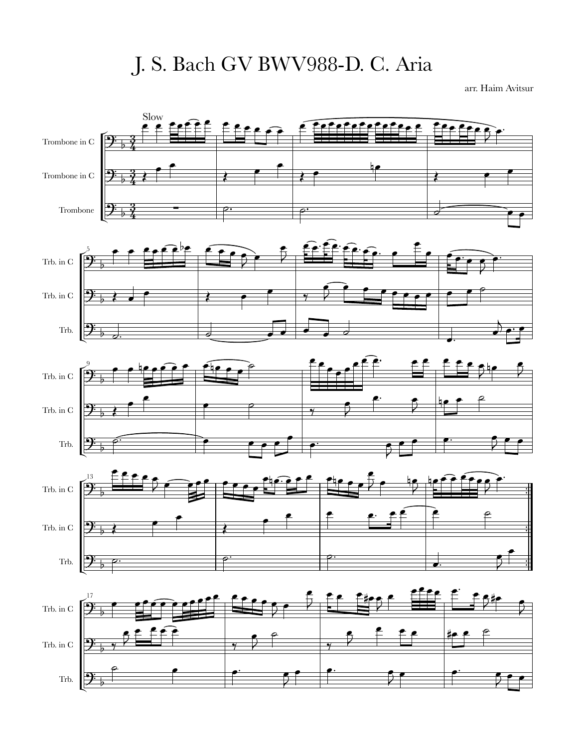# J. S. Bach GV BWV988-D. C. Aria

arr. Haim Avitsur

Slow

Trombone in C

Trombone in C

Trombone

Trb. in C

Trb. in C

Trb.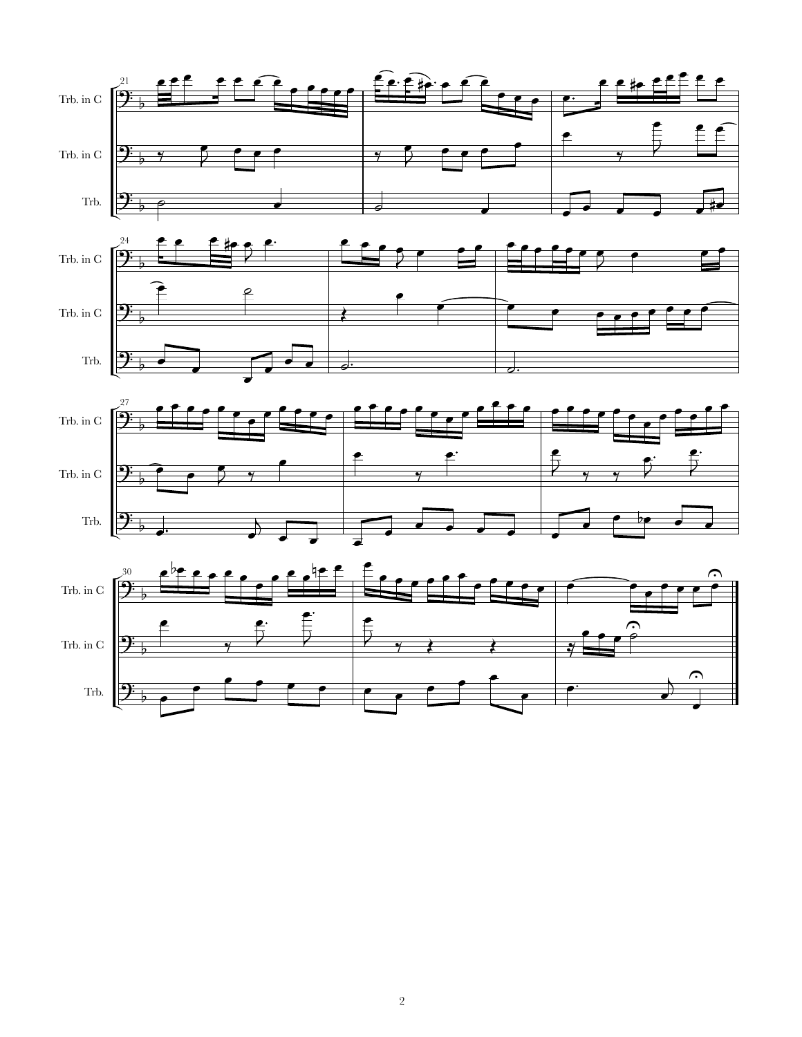Trb. in C

Trb. in C

Trb.